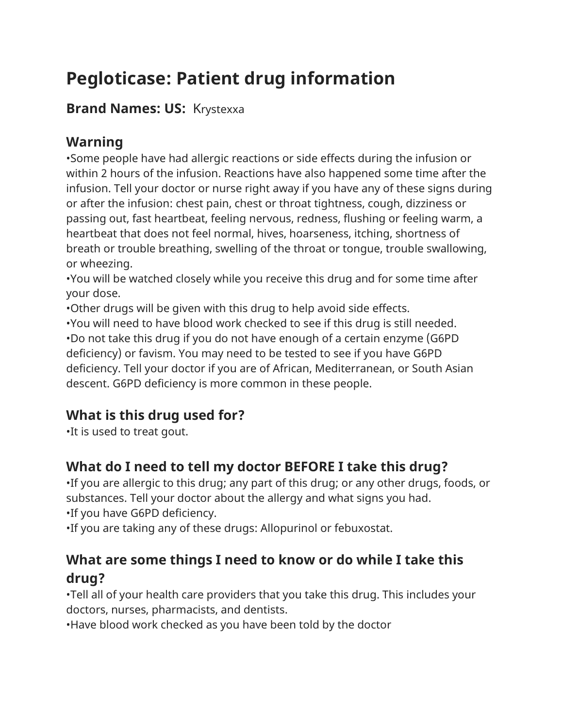# Pegloticase: Patient drug information

**Brand Names: US:** Krystexxa

## Warning

- Some people have had allergic reactions or side effects during the infusion or within 2 hours of the infusion. Reactions have also happened some time after the infusion. Tell your doctor or nurse right away if you have any of these signs during or after the infusion: chest pain, chest or throat tightness, cough, dizziness or passing out, fast heartbeat, feeling nervous, redness, flushing or feeling warm, a heartbeat that does not feel normal, hives, hoarseness, itching, shortness of breath or trouble breathing, swelling of the throat or tongue, trouble swallowing, or wheezing.
- You will be watched closely while you receive this drug and for some time after your dose.
- Other drugs will be given with this drug to help avoid side effects.
- You will need to have blood work checked to see if this drug is still needed.
- Do not take this drug if you do not have enough of a certain enzyme (G6PD deficiency) or favism. You may need to be tested to see if you have G6PD deficiency. Tell your doctor if you are of African, Mediterranean, or South Asian descent. G6PD deficiency is more common in these people.

## What is this drug used for?

- It is used to treat gout.

## What do I need to tell my doctor BEFORE I take this drug?

- If you are allergic to this drug; any part of this drug; or any other drugs, foods, or substances. Tell your doctor about the allergy and what signs you had.
- If you have G6PD deficiency.
- If you are taking any of these drugs: Allopurinol or febuxostat.

## What are some things I need to know or do while I take this drug?

- Tell all of your health care providers that you take this drug. This includes your doctors, nurses, pharmacists, and dentists.
- Have blood work checked as you have been told by the doctor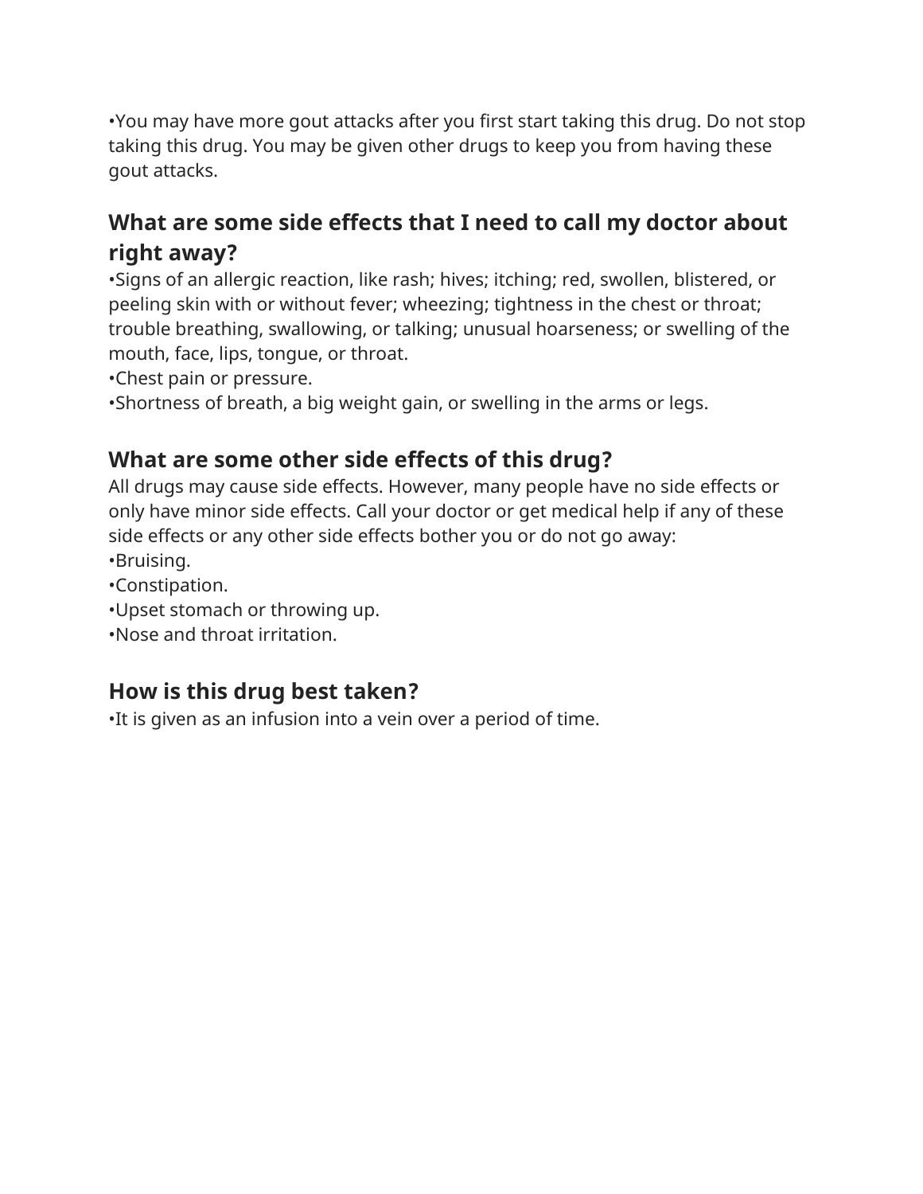•You may have more gout attacks after you first start taking this drug. Do not stop taking this drug. You may be given other drugs to keep you from having these gout attacks.

## What are some side effects that I need to call my doctor about right away?

•Signs of an allergic reaction, like rash; hives; itching; red, swollen, blistered, or peeling skin with or without fever; wheezing; tightness in the chest or throat; trouble breathing, swallowing, or talking; unusual hoarseness; or swelling of the mouth, face, lips, tongue, or throat.
•Chest pain or pressure.
•Shortness of breath, a big weight gain, or swelling in the arms or legs.

## What are some other side effects of this drug?

All drugs may cause side effects. However, many people have no side effects or only have minor side effects. Call your doctor or get medical help if any of these side effects or any other side effects bother you or do not go away:
•Bruising.
•Constipation.
•Upset stomach or throwing up.
•Nose and throat irritation.

## How is this drug best taken?

•It is given as an infusion into a vein over a period of time.